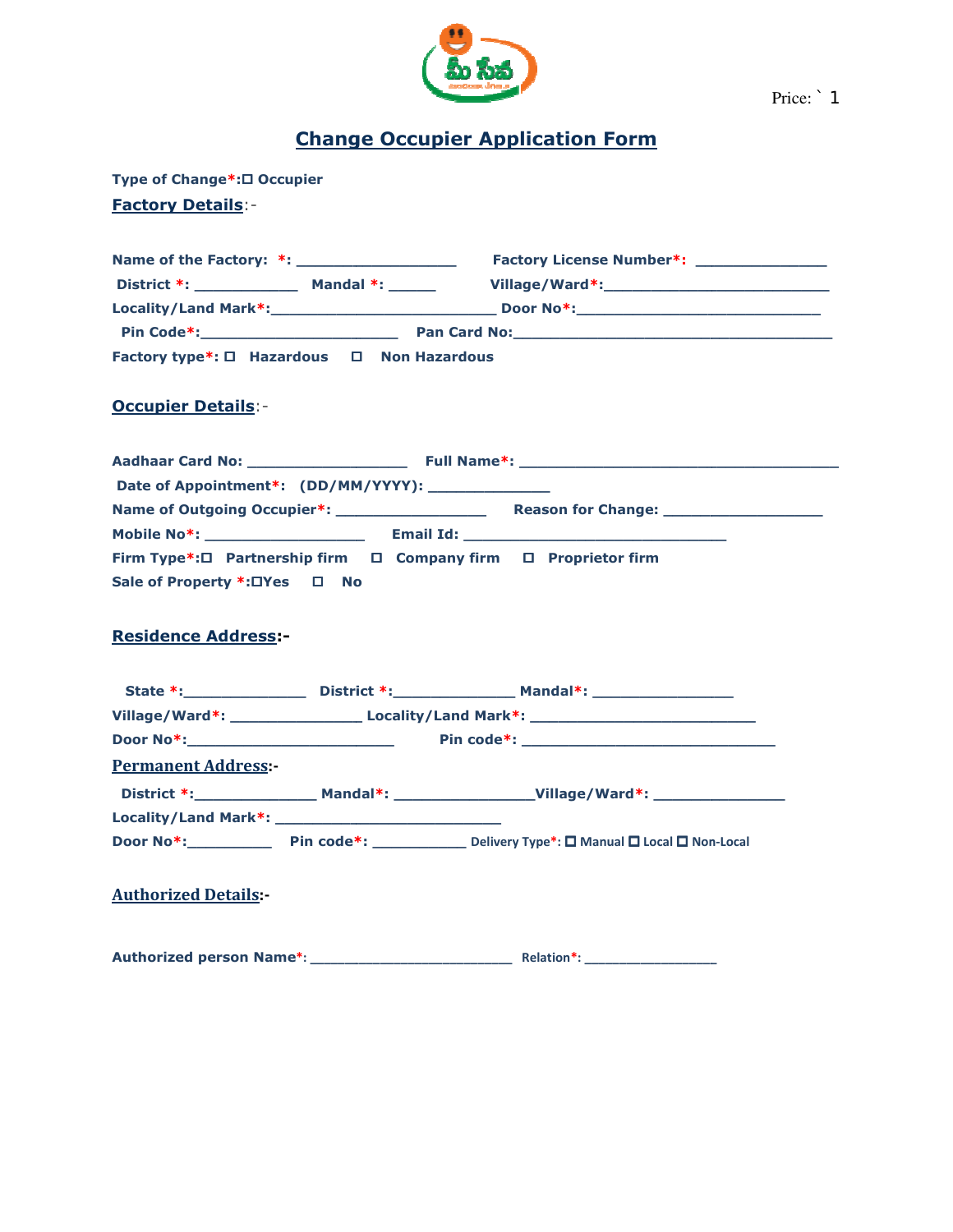Price: ` 1

# Change Occupier Application Form

**Type of Change*:** ☐ Occupier

## Factory Details:-

**Name of the Factory: *:** ___________________ **Factory License Number*:** _______________

**District *:** ____________ **Mandal *:** ______ **Village/Ward*:** __________________________

**Locality/Land Mark*:** __________________________ **Door No*:** ____________________________

**Pin Code*:** _______________________ **Pan Card No:** _____________________________________

**Factory type*:** ☐ Hazardous ☐ Non Hazardous

## Occupier Details:-

**Aadhaar Card No:** __________________ **Full Name*:** _____________________________________

**Date of Appointment*: (DD/MM/YYYY):** ______________

**Name of Outgoing Occupier*:** _________________ **Reason for Change:** __________________

**Mobile No*:** __________________ **Email Id:** ______________________________

**Firm Type*:** ☐ Partnership firm ☐ Company firm ☐ Proprietor firm

**Sale of Property *:** ☐Yes ☐ No

## Residence Address:-

**State *:** ______________ **District *:** ______________ **Mandal*:** ________________

**Village/Ward*:** _______________ **Locality/Land Mark*:** __________________________

**Door No*:** ________________________ **Pin code*:** _____________________________

## Permanent Address:-

**District *:** ______________ **Mandal*:** ________________ **Village/Ward*:** _______________

**Locality/Land Mark*:** __________________________

**Door No*:** __________ **Pin code*:** ___________ **Delivery Type*:** ☐ Manual ☐ Local ☐ Non-Local

## Authorized Details:-

**Authorized person Name*:** ________________________ **Relation*:** ________________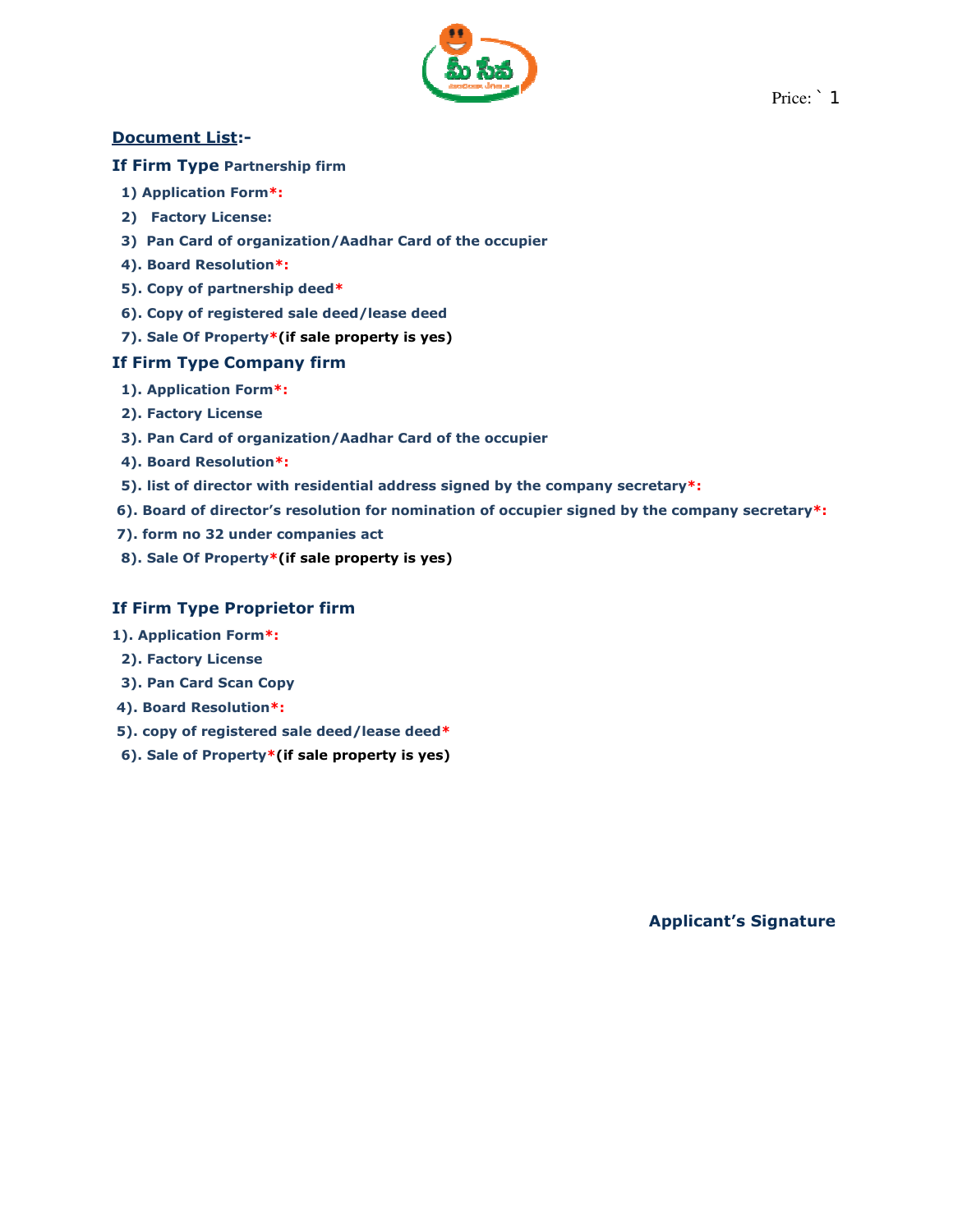Price: ` 1

**Document List:-**

**If Firm Type Partnership firm**

1) Application Form*:
2) Factory License:
3) Pan Card of organization/Aadhar Card of the occupier
4). Board Resolution*:
5). Copy of partnership deed*
6). Copy of registered sale deed/lease deed
7). Sale Of Property*(if sale property is yes)

**If Firm Type Company firm**

1). Application Form*:
2). Factory License
3). Pan Card of organization/Aadhar Card of the occupier
4). Board Resolution*:
5). list of director with residential address signed by the company secretary*:
6). Board of director's resolution for nomination of occupier signed by the company secretary*:
7). form no 32 under companies act
8). Sale Of Property*(if sale property is yes)

**If Firm Type Proprietor firm**

1). Application Form*:
2). Factory License
3). Pan Card Scan Copy
4). Board Resolution*:
5). copy of registered sale deed/lease deed*
6). Sale of Property*(if sale property is yes)

**Applicant's Signature**